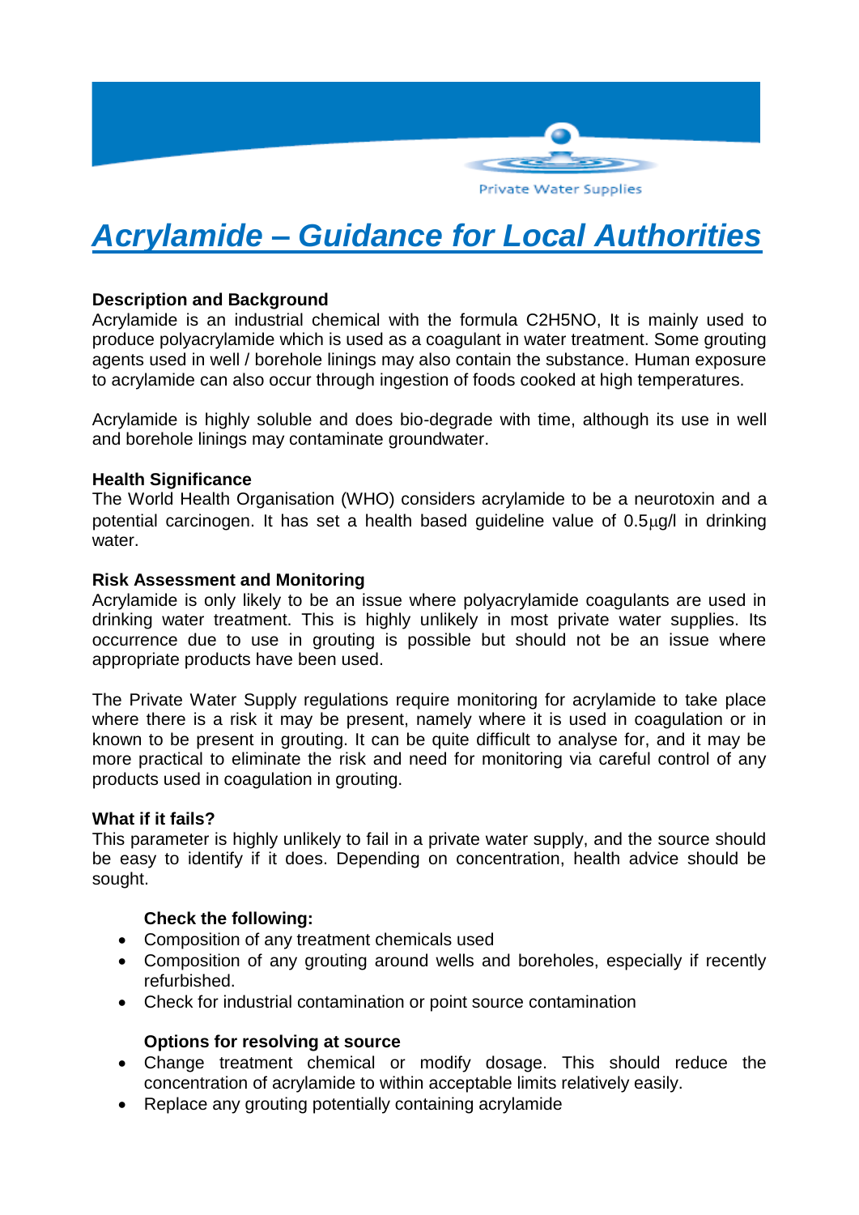Private Water Supplies

# Acrylamide – Guidance for Local Authorities

**Description and Background**

Acrylamide is an industrial chemical with the formula $C2H5NO$, It is mainly used to produce polyacrylamide which is used as a coagulant in water treatment. Some grouting agents used in well / borehole linings may also contain the substance. Human exposure to acrylamide can also occur through ingestion of foods cooked at high temperatures.

Acrylamide is highly soluble and does bio-degrade with time, although its use in well and borehole linings may contaminate groundwater.

**Health Significance**

The World Health Organisation (WHO) considers acrylamide to be a neurotoxin and a potential carcinogen. It has set a health based guideline value of 0.5$\mu$g/l in drinking water.

**Risk Assessment and Monitoring**

Acrylamide is only likely to be an issue where polyacrylamide coagulants are used in drinking water treatment. This is highly unlikely in most private water supplies. Its occurrence due to use in grouting is possible but should not be an issue where appropriate products have been used.

The Private Water Supply regulations require monitoring for acrylamide to take place where there is a risk it may be present, namely where it is used in coagulation or in known to be present in grouting. It can be quite difficult to analyse for, and it may be more practical to eliminate the risk and need for monitoring via careful control of any products used in coagulation in grouting.

**What if it fails?**

This parameter is highly unlikely to fail in a private water supply, and the source should be easy to identify if it does. Depending on concentration, health advice should be sought.

**Check the following:**

- Composition of any treatment chemicals used
- Composition of any grouting around wells and boreholes, especially if recently refurbished.
- Check for industrial contamination or point source contamination

**Options for resolving at source**

- Change treatment chemical or modify dosage. This should reduce the concentration of acrylamide to within acceptable limits relatively easily.
- Replace any grouting potentially containing acrylamide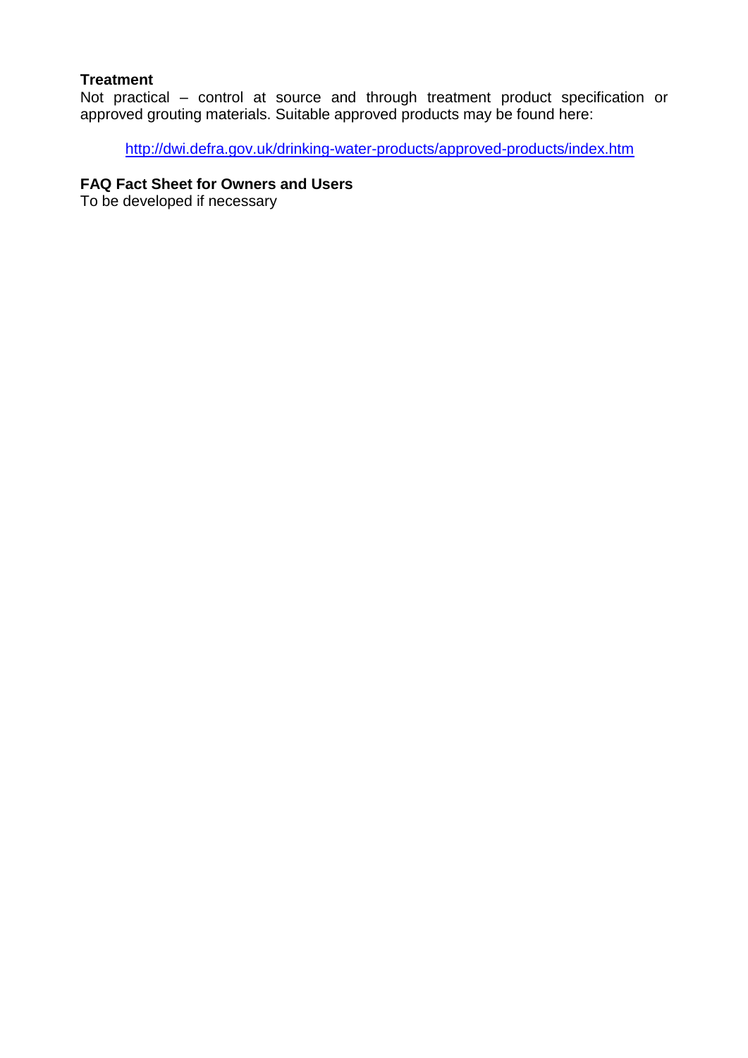**Treatment**

Not practical – control at source and through treatment product specification or approved grouting materials. Suitable approved products may be found here:

http://dwi.defra.gov.uk/drinking-water-products/approved-products/index.htm

**FAQ Fact Sheet for Owners and Users**

To be developed if necessary